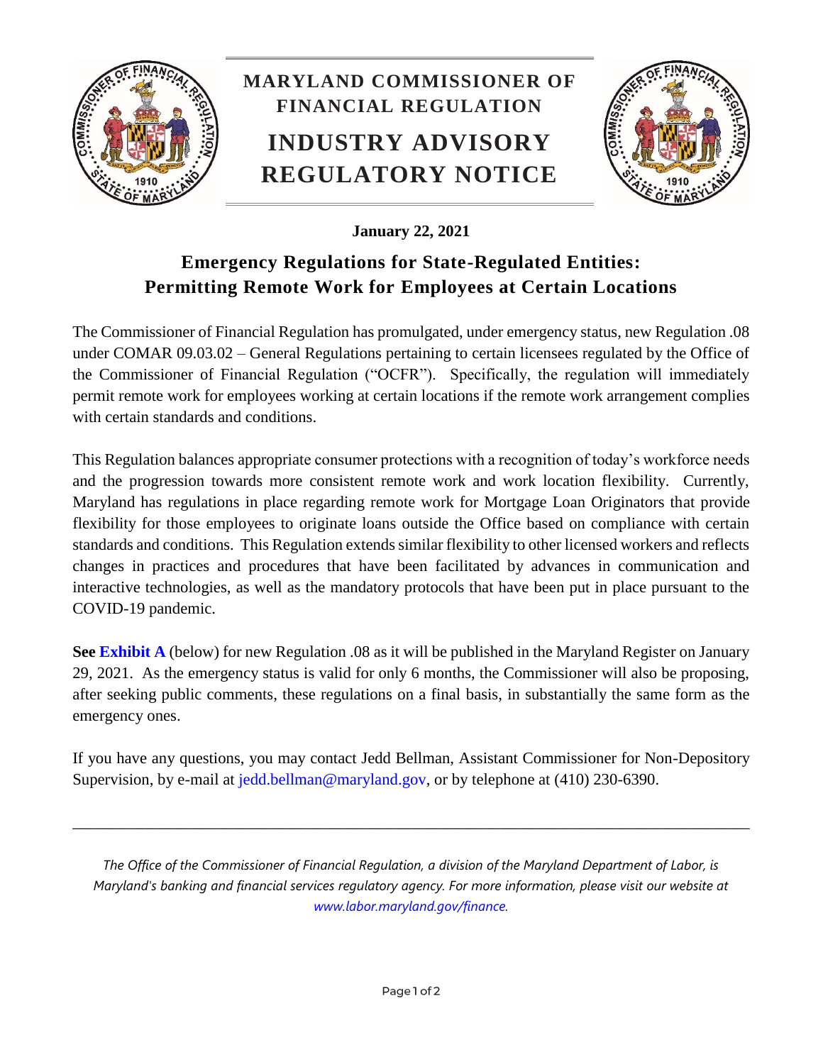# MARYLAND COMMISSIONER OF FINANCIAL REGULATION

# INDUSTRY ADVISORY REGULATORY NOTICE

**January 22, 2021**

## Emergency Regulations for State-Regulated Entities: Permitting Remote Work for Employees at Certain Locations

The Commissioner of Financial Regulation has promulgated, under emergency status, new Regulation .08 under COMAR 09.03.02 – General Regulations pertaining to certain licensees regulated by the Office of the Commissioner of Financial Regulation ("OCFR"). Specifically, the regulation will immediately permit remote work for employees working at certain locations if the remote work arrangement complies with certain standards and conditions.

This Regulation balances appropriate consumer protections with a recognition of today's workforce needs and the progression towards more consistent remote work and work location flexibility. Currently, Maryland has regulations in place regarding remote work for Mortgage Loan Originators that provide flexibility for those employees to originate loans outside the Office based on compliance with certain standards and conditions. This Regulation extends similar flexibility to other licensed workers and reflects changes in practices and procedures that have been facilitated by advances in communication and interactive technologies, as well as the mandatory protocols that have been put in place pursuant to the COVID-19 pandemic.

**See Exhibit A** (below) for new Regulation .08 as it will be published in the Maryland Register on January 29, 2021. As the emergency status is valid for only 6 months, the Commissioner will also be proposing, after seeking public comments, these regulations on a final basis, in substantially the same form as the emergency ones.

If you have any questions, you may contact Jedd Bellman, Assistant Commissioner for Non-Depository Supervision, by e-mail at jedd.bellman@maryland.gov, or by telephone at (410) 230-6390.

---

*The Office of the Commissioner of Financial Regulation, a division of the Maryland Department of Labor, is Maryland's banking and financial services regulatory agency. For more information, please visit our website at www.labor.maryland.gov/finance.*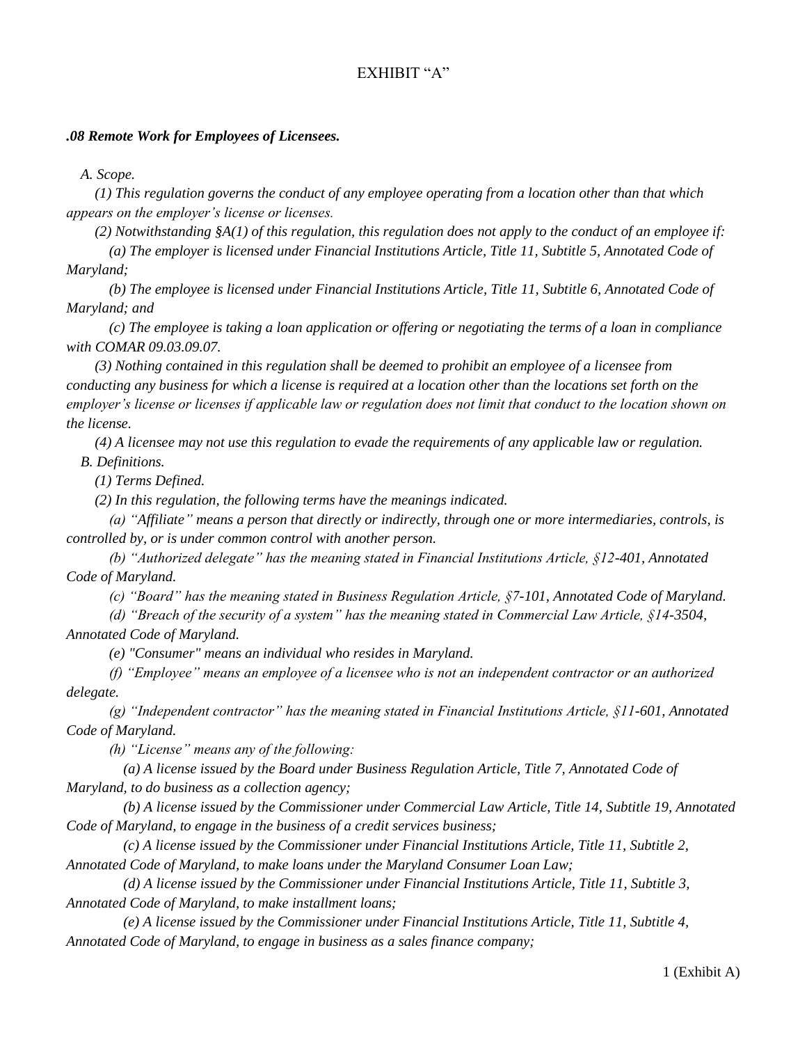EXHIBIT "A"

***.08 Remote Work for Employees of Licensees.***

*A. Scope.*

*(1) This regulation governs the conduct of any employee operating from a location other than that which appears on the employer's license or licenses.*

*(2) Notwithstanding §A(1) of this regulation, this regulation does not apply to the conduct of an employee if:*

*(a) The employer is licensed under Financial Institutions Article, Title 11, Subtitle 5, Annotated Code of Maryland;*

*(b) The employee is licensed under Financial Institutions Article, Title 11, Subtitle 6, Annotated Code of Maryland; and*

*(c) The employee is taking a loan application or offering or negotiating the terms of a loan in compliance with COMAR 09.03.09.07.*

*(3) Nothing contained in this regulation shall be deemed to prohibit an employee of a licensee from conducting any business for which a license is required at a location other than the locations set forth on the employer's license or licenses if applicable law or regulation does not limit that conduct to the location shown on the license.*

*(4) A licensee may not use this regulation to evade the requirements of any applicable law or regulation.*

*B. Definitions.*

*(1) Terms Defined.*

*(2) In this regulation, the following terms have the meanings indicated.*

*(a) "Affiliate" means a person that directly or indirectly, through one or more intermediaries, controls, is controlled by, or is under common control with another person.*

*(b) "Authorized delegate" has the meaning stated in Financial Institutions Article, §12-401, Annotated Code of Maryland.*

*(c) "Board" has the meaning stated in Business Regulation Article, §7-101, Annotated Code of Maryland.*

*(d) "Breach of the security of a system" has the meaning stated in Commercial Law Article, §14-3504, Annotated Code of Maryland.*

*(e) "Consumer" means an individual who resides in Maryland.*

*(f) "Employee" means an employee of a licensee who is not an independent contractor or an authorized delegate.*

*(g) "Independent contractor" has the meaning stated in Financial Institutions Article, §11-601, Annotated Code of Maryland.*

*(h) "License" means any of the following:*

*(a) A license issued by the Board under Business Regulation Article, Title 7, Annotated Code of Maryland, to do business as a collection agency;*

*(b) A license issued by the Commissioner under Commercial Law Article, Title 14, Subtitle 19, Annotated Code of Maryland, to engage in the business of a credit services business;*

*(c) A license issued by the Commissioner under Financial Institutions Article, Title 11, Subtitle 2, Annotated Code of Maryland, to make loans under the Maryland Consumer Loan Law;*

*(d) A license issued by the Commissioner under Financial Institutions Article, Title 11, Subtitle 3, Annotated Code of Maryland, to make installment loans;*

*(e) A license issued by the Commissioner under Financial Institutions Article, Title 11, Subtitle 4, Annotated Code of Maryland, to engage in business as a sales finance company;*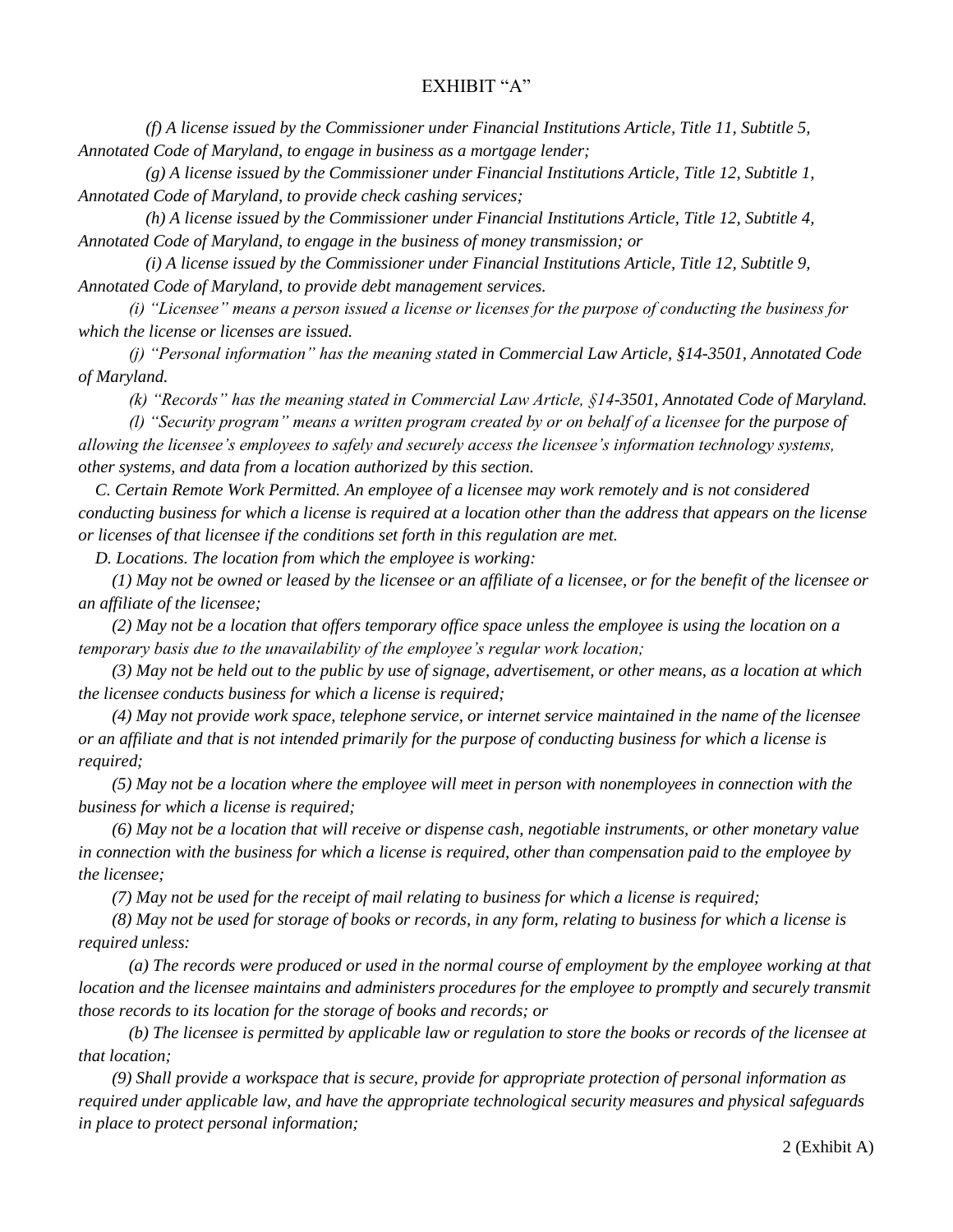EXHIBIT "A"

*(f) A license issued by the Commissioner under Financial Institutions Article, Title 11, Subtitle 5, Annotated Code of Maryland, to engage in business as a mortgage lender;*

*(g) A license issued by the Commissioner under Financial Institutions Article, Title 12, Subtitle 1, Annotated Code of Maryland, to provide check cashing services;*

*(h) A license issued by the Commissioner under Financial Institutions Article, Title 12, Subtitle 4, Annotated Code of Maryland, to engage in the business of money transmission; or*

*(i) A license issued by the Commissioner under Financial Institutions Article, Title 12, Subtitle 9, Annotated Code of Maryland, to provide debt management services.*

*(i) "Licensee" means a person issued a license or licenses for the purpose of conducting the business for which the license or licenses are issued.*

*(j) "Personal information" has the meaning stated in Commercial Law Article, §14-3501, Annotated Code of Maryland.*

*(k) "Records" has the meaning stated in Commercial Law Article, §14-3501, Annotated Code of Maryland.*

*(l) "Security program" means a written program created by or on behalf of a licensee for the purpose of allowing the licensee's employees to safely and securely access the licensee's information technology systems, other systems, and data from a location authorized by this section.*

*C. Certain Remote Work Permitted. An employee of a licensee may work remotely and is not considered conducting business for which a license is required at a location other than the address that appears on the license or licenses of that licensee if the conditions set forth in this regulation are met.*

*D. Locations. The location from which the employee is working:*

*(1) May not be owned or leased by the licensee or an affiliate of a licensee, or for the benefit of the licensee or an affiliate of the licensee;*

*(2) May not be a location that offers temporary office space unless the employee is using the location on a temporary basis due to the unavailability of the employee's regular work location;*

*(3) May not be held out to the public by use of signage, advertisement, or other means, as a location at which the licensee conducts business for which a license is required;*

*(4) May not provide work space, telephone service, or internet service maintained in the name of the licensee or an affiliate and that is not intended primarily for the purpose of conducting business for which a license is required;*

*(5) May not be a location where the employee will meet in person with nonemployees in connection with the business for which a license is required;*

*(6) May not be a location that will receive or dispense cash, negotiable instruments, or other monetary value in connection with the business for which a license is required, other than compensation paid to the employee by the licensee;*

*(7) May not be used for the receipt of mail relating to business for which a license is required;*

*(8) May not be used for storage of books or records, in any form, relating to business for which a license is required unless:*

*(a) The records were produced or used in the normal course of employment by the employee working at that location and the licensee maintains and administers procedures for the employee to promptly and securely transmit those records to its location for the storage of books and records; or*

*(b) The licensee is permitted by applicable law or regulation to store the books or records of the licensee at that location;*

*(9) Shall provide a workspace that is secure, provide for appropriate protection of personal information as required under applicable law, and have the appropriate technological security measures and physical safeguards in place to protect personal information;*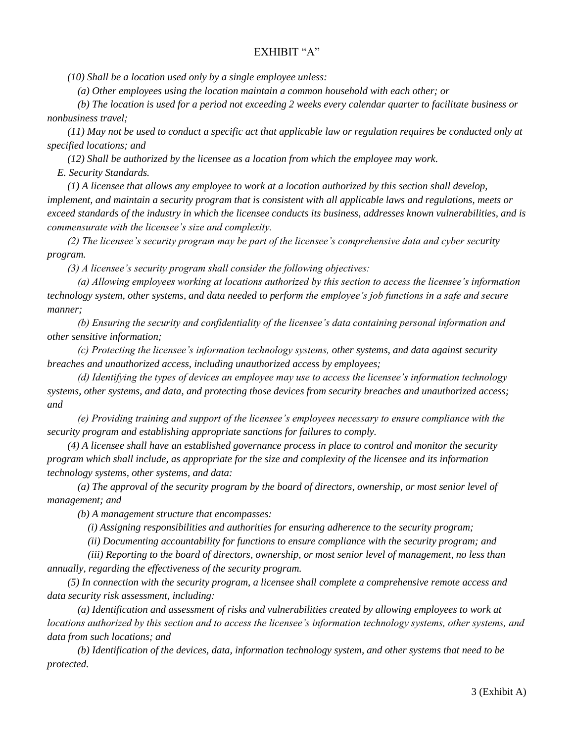EXHIBIT "A"

*(10) Shall be a location used only by a single employee unless:*

*(a) Other employees using the location maintain a common household with each other; or*

*(b) The location is used for a period not exceeding 2 weeks every calendar quarter to facilitate business or nonbusiness travel;*

*(11) May not be used to conduct a specific act that applicable law or regulation requires be conducted only at specified locations; and*

*(12) Shall be authorized by the licensee as a location from which the employee may work.*

*E. Security Standards.*

*(1) A licensee that allows any employee to work at a location authorized by this section shall develop, implement, and maintain a security program that is consistent with all applicable laws and regulations, meets or exceed standards of the industry in which the licensee conducts its business, addresses known vulnerabilities, and is commensurate with the licensee's size and complexity.*

*(2) The licensee's security program may be part of the licensee's comprehensive data and cyber security program.*

*(3) A licensee's security program shall consider the following objectives:*

*(a) Allowing employees working at locations authorized by this section to access the licensee's information technology system, other systems, and data needed to perform the employee's job functions in a safe and secure manner;*

*(b) Ensuring the security and confidentiality of the licensee's data containing personal information and other sensitive information;*

*(c) Protecting the licensee's information technology systems, other systems, and data against security breaches and unauthorized access, including unauthorized access by employees;*

*(d) Identifying the types of devices an employee may use to access the licensee's information technology systems, other systems, and data, and protecting those devices from security breaches and unauthorized access; and*

*(e) Providing training and support of the licensee's employees necessary to ensure compliance with the security program and establishing appropriate sanctions for failures to comply.*

*(4) A licensee shall have an established governance process in place to control and monitor the security program which shall include, as appropriate for the size and complexity of the licensee and its information technology systems, other systems, and data:*

*(a) The approval of the security program by the board of directors, ownership, or most senior level of management; and*

*(b) A management structure that encompasses:*

*(i) Assigning responsibilities and authorities for ensuring adherence to the security program;*

*(ii) Documenting accountability for functions to ensure compliance with the security program; and*

*(iii) Reporting to the board of directors, ownership, or most senior level of management, no less than annually, regarding the effectiveness of the security program.*

*(5) In connection with the security program, a licensee shall complete a comprehensive remote access and data security risk assessment, including:*

*(a) Identification and assessment of risks and vulnerabilities created by allowing employees to work at locations authorized by this section and to access the licensee's information technology systems, other systems, and data from such locations; and*

*(b) Identification of the devices, data, information technology system, and other systems that need to be protected.*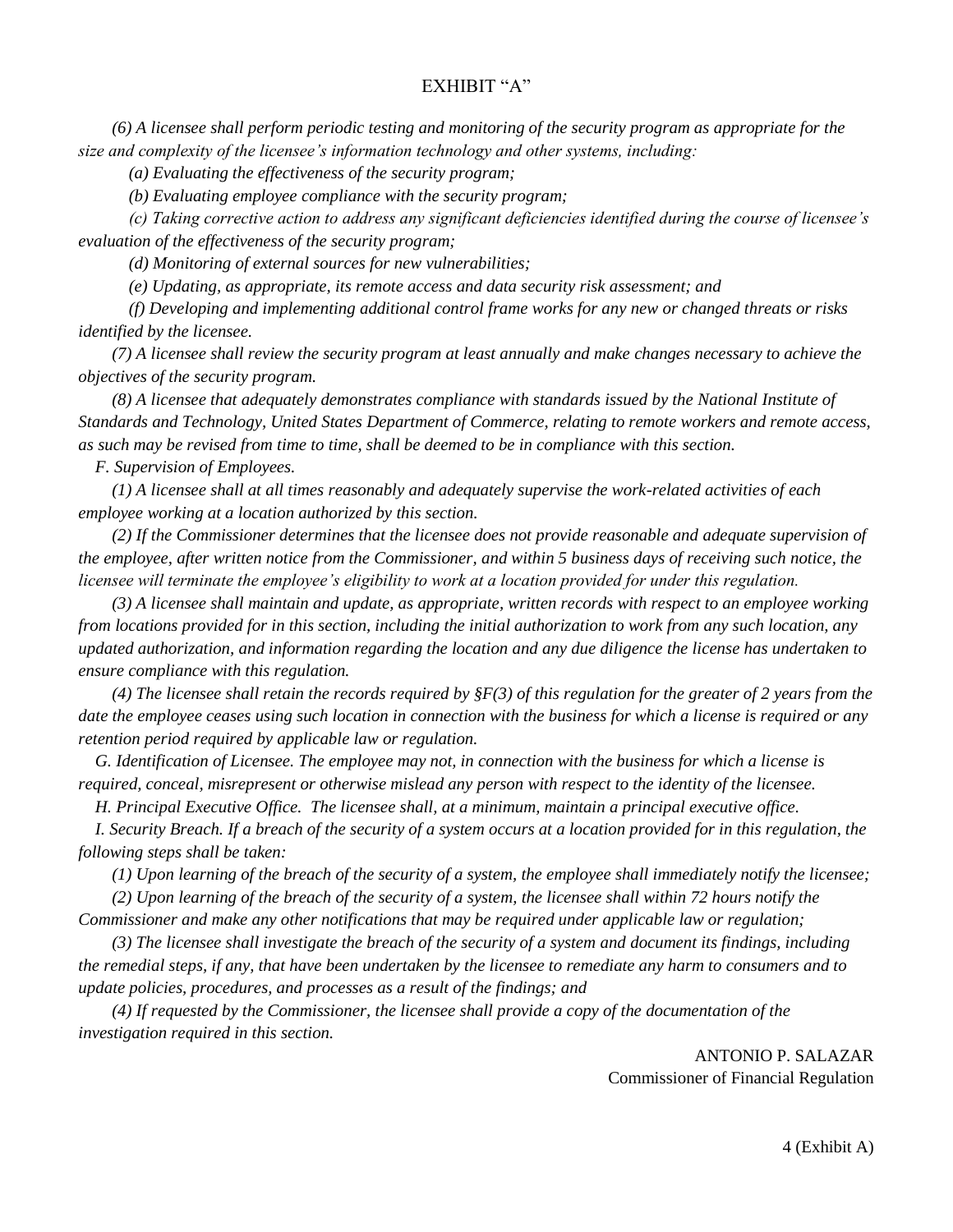EXHIBIT "A"

*(6) A licensee shall perform periodic testing and monitoring of the security program as appropriate for the size and complexity of the licensee's information technology and other systems, including:*

*(a) Evaluating the effectiveness of the security program;*

*(b) Evaluating employee compliance with the security program;*

*(c) Taking corrective action to address any significant deficiencies identified during the course of licensee's evaluation of the effectiveness of the security program;*

*(d) Monitoring of external sources for new vulnerabilities;*

*(e) Updating, as appropriate, its remote access and data security risk assessment; and*

*(f) Developing and implementing additional control frame works for any new or changed threats or risks identified by the licensee.*

*(7) A licensee shall review the security program at least annually and make changes necessary to achieve the objectives of the security program.*

*(8) A licensee that adequately demonstrates compliance with standards issued by the National Institute of Standards and Technology, United States Department of Commerce, relating to remote workers and remote access, as such may be revised from time to time, shall be deemed to be in compliance with this section.*

*F. Supervision of Employees.*

*(1) A licensee shall at all times reasonably and adequately supervise the work-related activities of each employee working at a location authorized by this section.*

*(2) If the Commissioner determines that the licensee does not provide reasonable and adequate supervision of the employee, after written notice from the Commissioner, and within 5 business days of receiving such notice, the licensee will terminate the employee's eligibility to work at a location provided for under this regulation.*

*(3) A licensee shall maintain and update, as appropriate, written records with respect to an employee working from locations provided for in this section, including the initial authorization to work from any such location, any updated authorization, and information regarding the location and any due diligence the license has undertaken to ensure compliance with this regulation.*

*(4) The licensee shall retain the records required by §F(3) of this regulation for the greater of 2 years from the date the employee ceases using such location in connection with the business for which a license is required or any retention period required by applicable law or regulation.*

*G. Identification of Licensee. The employee may not, in connection with the business for which a license is required, conceal, misrepresent or otherwise mislead any person with respect to the identity of the licensee.*

*H. Principal Executive Office. The licensee shall, at a minimum, maintain a principal executive office.*

*I. Security Breach. If a breach of the security of a system occurs at a location provided for in this regulation, the following steps shall be taken:*

*(1) Upon learning of the breach of the security of a system, the employee shall immediately notify the licensee;*

*(2) Upon learning of the breach of the security of a system, the licensee shall within 72 hours notify the Commissioner and make any other notifications that may be required under applicable law or regulation;*

*(3) The licensee shall investigate the breach of the security of a system and document its findings, including the remedial steps, if any, that have been undertaken by the licensee to remediate any harm to consumers and to update policies, procedures, and processes as a result of the findings; and*

*(4) If requested by the Commissioner, the licensee shall provide a copy of the documentation of the investigation required in this section.*

ANTONIO P. SALAZAR
Commissioner of Financial Regulation